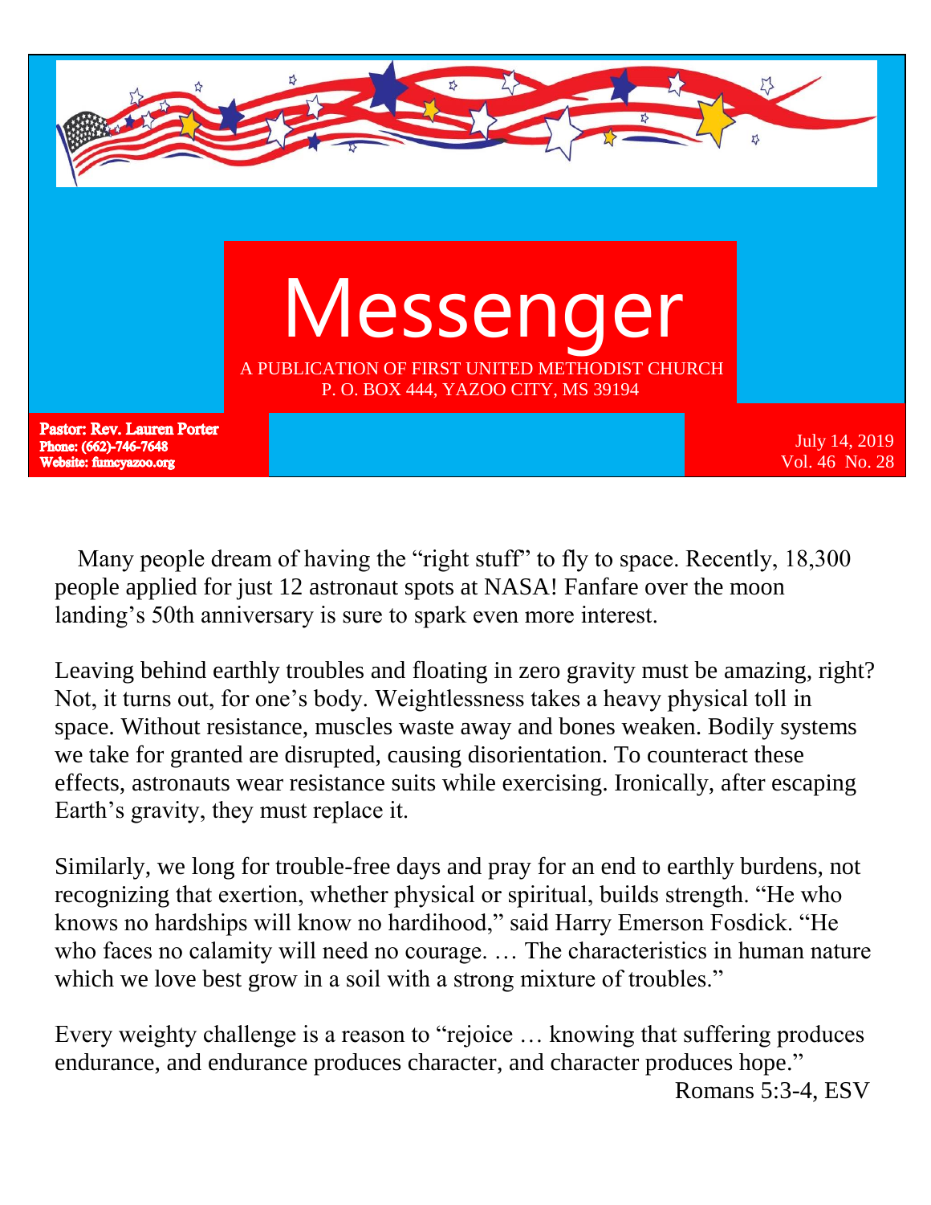# Messenger

A PUBLICATION OF FIRST UNITED METHODIST CHURCH
P. O. BOX 444, YAZOO CITY, MS 39194

**Pastor: Rev. Lauren Porter**
**Phone: (662)-746-7648**
**Website: fumcyazoo.org**

July 14, 2019
Vol. 46 No. 28

Many people dream of having the "right stuff" to fly to space. Recently, 18,300 people applied for just 12 astronaut spots at NASA! Fanfare over the moon landing's 50th anniversary is sure to spark even more interest.

Leaving behind earthly troubles and floating in zero gravity must be amazing, right? Not, it turns out, for one's body. Weightlessness takes a heavy physical toll in space. Without resistance, muscles waste away and bones weaken. Bodily systems we take for granted are disrupted, causing disorientation. To counteract these effects, astronauts wear resistance suits while exercising. Ironically, after escaping Earth's gravity, they must replace it.

Similarly, we long for trouble-free days and pray for an end to earthly burdens, not recognizing that exertion, whether physical or spiritual, builds strength. "He who knows no hardships will know no hardihood," said Harry Emerson Fosdick. "He who faces no calamity will need no courage. … The characteristics in human nature which we love best grow in a soil with a strong mixture of troubles."

Every weighty challenge is a reason to "rejoice … knowing that suffering produces endurance, and endurance produces character, and character produces hope."

Romans 5:3-4, ESV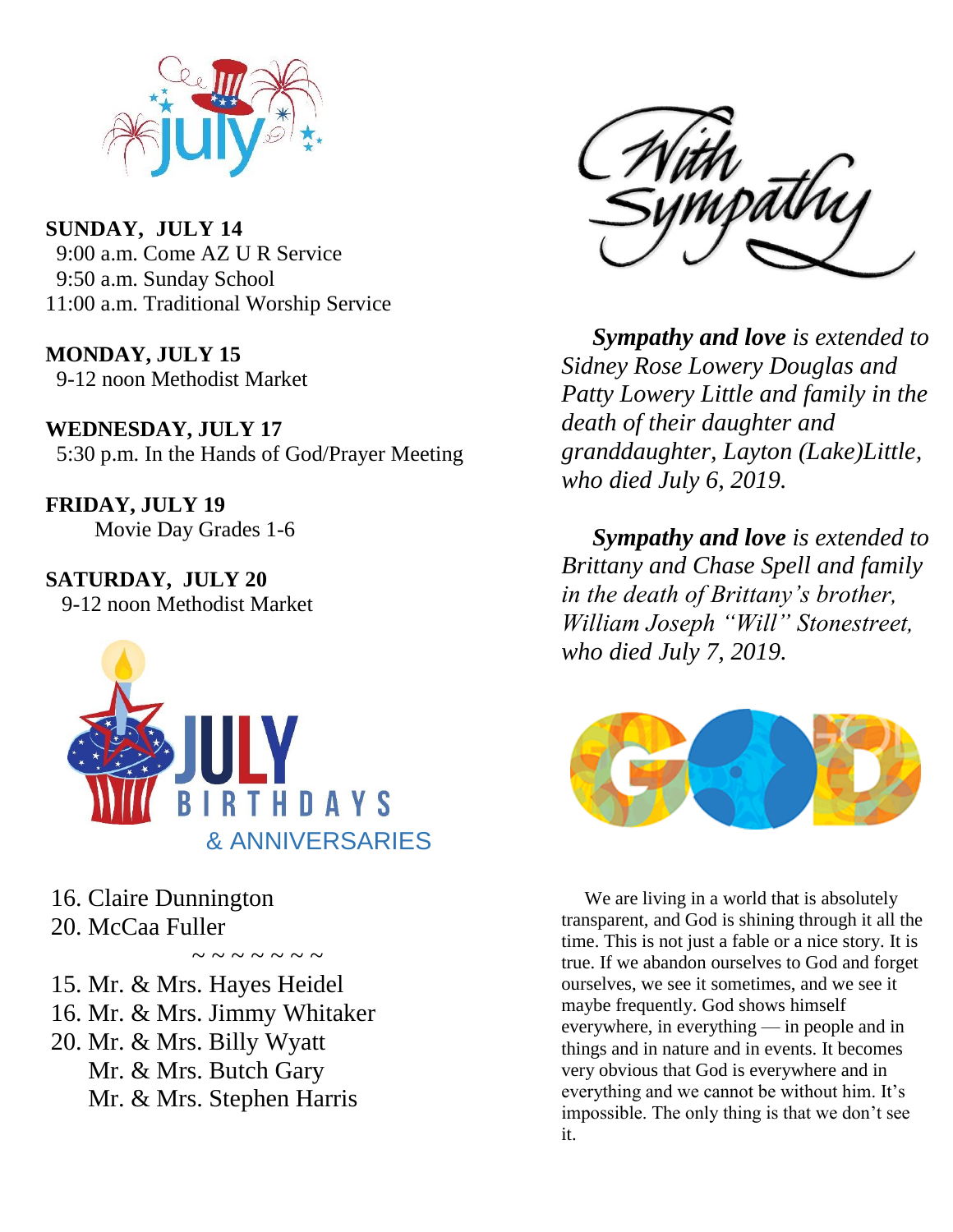**SUNDAY, JULY 14**
9:00 a.m. Come AZ U R Service
9:50 a.m. Sunday School
11:00 a.m. Traditional Worship Service

**MONDAY, JULY 15**
9-12 noon Methodist Market

**WEDNESDAY, JULY 17**
5:30 p.m. In the Hands of God/Prayer Meeting

**FRIDAY, JULY 19**
Movie Day Grades 1-6

**SATURDAY, JULY 20**
9-12 noon Methodist Market

## JULY BIRTHDAYS & ANNIVERSARIES

16. Claire Dunnington
20. McCaa Fuller

~ ~ ~ ~ ~ ~ ~

15. Mr. & Mrs. Hayes Heidel
16. Mr. & Mrs. Jimmy Whitaker
20. Mr. & Mrs. Billy Wyatt
    Mr. & Mrs. Butch Gary
    Mr. & Mrs. Stephen Harris

## With Sympathy

***Sympathy and love*** *is extended to Sidney Rose Lowery Douglas and Patty Lowery Little and family in the death of their daughter and granddaughter, Layton (Lake)Little, who died July 6, 2019.*

***Sympathy and love*** *is extended to Brittany and Chase Spell and family in the death of Brittany's brother, William Joseph "Will" Stonestreet, who died July 7, 2019.*

We are living in a world that is absolutely transparent, and God is shining through it all the time. This is not just a fable or a nice story. It is true. If we abandon ourselves to God and forget ourselves, we see it sometimes, and we see it maybe frequently. God shows himself everywhere, in everything — in people and in things and in nature and in events. It becomes very obvious that God is everywhere and in everything and we cannot be without him. It's impossible. The only thing is that we don't see it.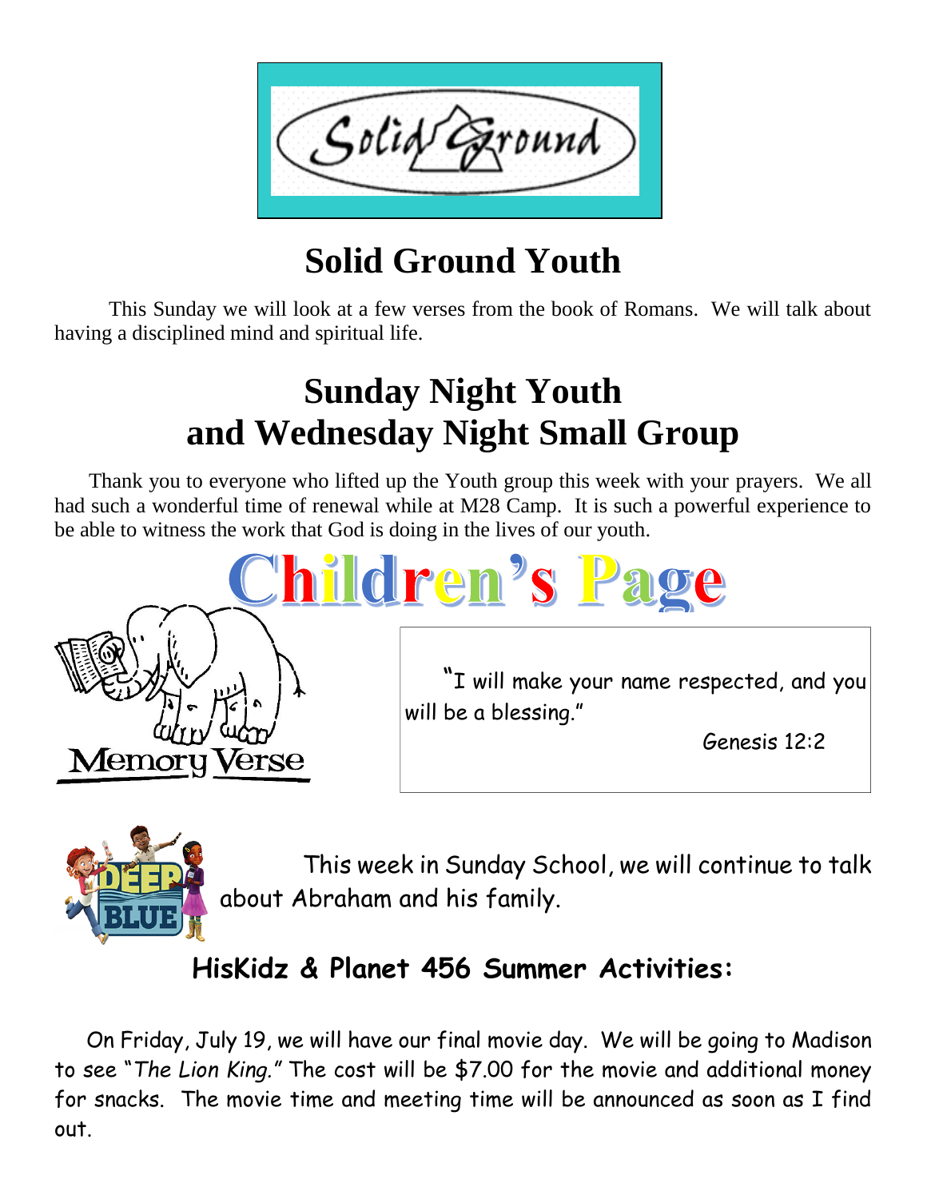Solid Ground

# Solid Ground Youth

This Sunday we will look at a few verses from the book of Romans. We will talk about having a disciplined mind and spiritual life.

# Sunday Night Youth and Wednesday Night Small Group

Thank you to everyone who lifted up the Youth group this week with your prayers. We all had such a wonderful time of renewal while at M28 Camp. It is such a powerful experience to be able to witness the work that God is doing in the lives of our youth.

# Children's Page

Memory Verse

"I will make your name respected, and you will be a blessing."

Genesis 12:2

This week in Sunday School, we will continue to talk about Abraham and his family.

## HisKidz & Planet 456 Summer Activities:

On Friday, July 19, we will have our final movie day. We will be going to Madison to see "*The Lion King.*" The cost will be $7.00 for the movie and additional money for snacks. The movie time and meeting time will be announced as soon as I find out.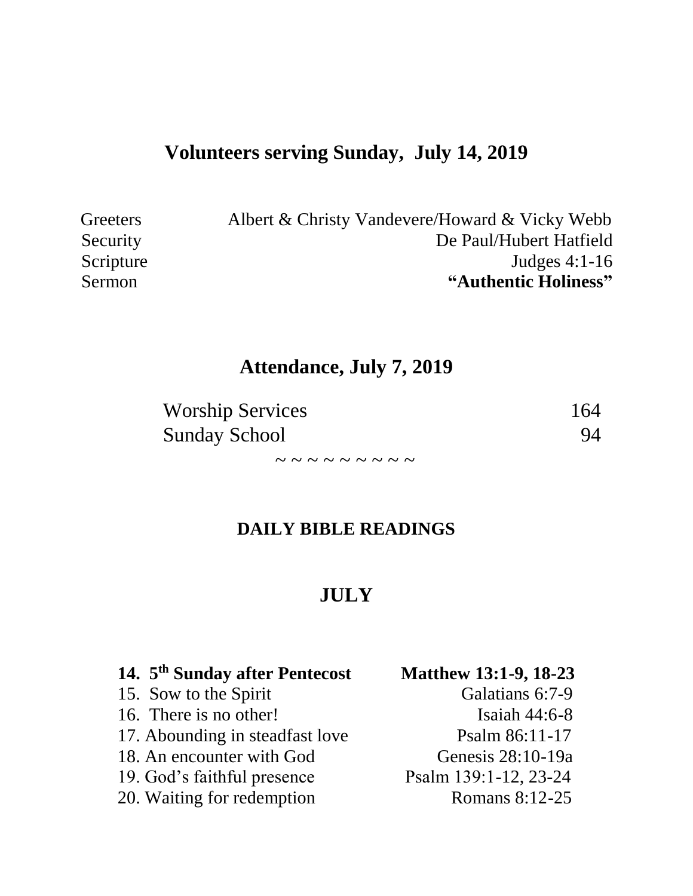## Volunteers serving Sunday, July 14, 2019

| | |
|---|---|
| Greeters | Albert & Christy Vandevere/Howard & Vicky Webb |
| Security | De Paul/Hubert Hatfield |
| Scripture | Judges 4:1-16 |
| Sermon | **"Authentic Holiness"** |

## Attendance, July 7, 2019

| | |
|---|---|
| Worship Services | 164 |
| Sunday School | 94 |

~ ~ ~ ~ ~ ~ ~ ~ ~ ~

### DAILY BIBLE READINGS

## JULY

| | |
|---|---|
| **14. 5th Sunday after Pentecost** | **Matthew 13:1-9, 18-23** |
| 15. Sow to the Spirit | Galatians 6:7-9 |
| 16. There is no other! | Isaiah 44:6-8 |
| 17. Abounding in steadfast love | Psalm 86:11-17 |
| 18. An encounter with God | Genesis 28:10-19a |
| 19. God's faithful presence | Psalm 139:1-12, 23-24 |
| 20. Waiting for redemption | Romans 8:12-25 |